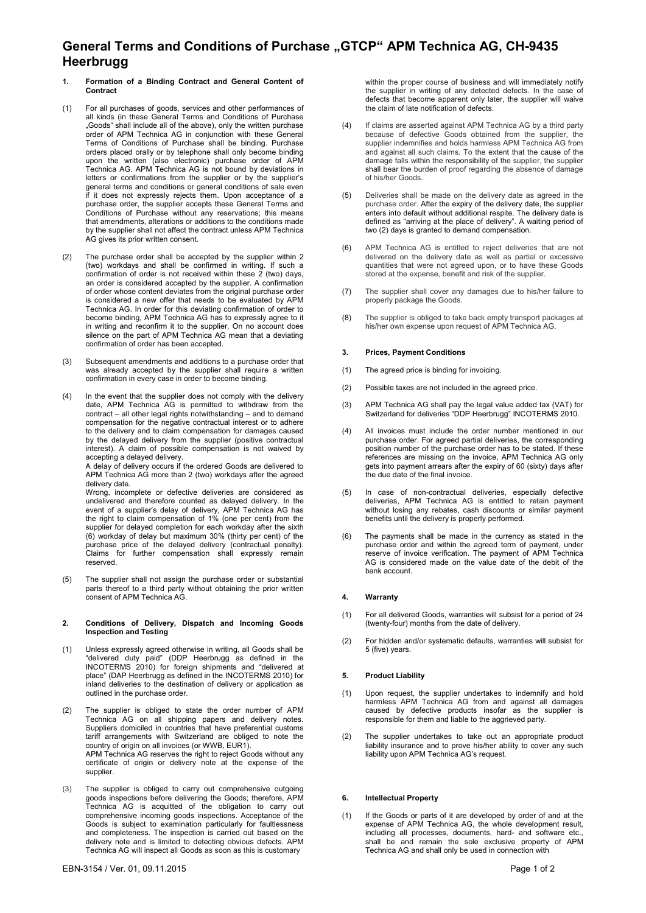# General Terms and Conditions of Purchase „GTCP" APM Technica AG, CH-9435 Heerbrugg

## 1. Formation of a Binding Contract and General Content of Contract

(1) For all purchases of goods, services and other performances of all kinds (in these General Terms and Conditions of Purchase „Goods" shall include all of the above), only the written purchase order of APM Technica AG in conjunction with these General Terms of Conditions of Purchase shall be binding. Purchase orders placed orally or by telephone shall only become binding upon the written (also electronic) purchase order of APM Technica AG. APM Technica AG is not bound by deviations in letters or confirmations from the supplier or by the supplier's general terms and conditions or general conditions of sale even if it does not expressly rejects them. Upon acceptance of a purchase order, the supplier accepts these General Terms and Conditions of Purchase without any reservations; this means that amendments, alterations or additions to the conditions made by the supplier shall not affect the contract unless APM Technica AG gives its prior written consent.

(2) The purchase order shall be accepted by the supplier within 2 (two) workdays and shall be confirmed in writing. If such a confirmation of order is not received within these 2 (two) days, an order is considered accepted by the supplier. A confirmation of order whose content deviates from the original purchase order is considered a new offer that needs to be evaluated by APM Technica AG. In order for this deviating confirmation of order to become binding, APM Technica AG has to expressly agree to it in writing and reconfirm it to the supplier. On no account does silence on the part of APM Technica AG mean that a deviating confirmation of order has been accepted.

(3) Subsequent amendments and additions to a purchase order that was already accepted by the supplier shall require a written confirmation in every case in order to become binding.

(4) In the event that the supplier does not comply with the delivery date, APM Technica AG is permitted to withdraw from the contract – all other legal rights notwithstanding – and to demand compensation for the negative contractual interest or to adhere to the delivery and to claim compensation for damages caused by the delayed delivery from the supplier (positive contractual interest). A claim of possible compensation is not waived by accepting a delayed delivery.
A delay of delivery occurs if the ordered Goods are delivered to APM Technica AG more than 2 (two) workdays after the agreed delivery date.
Wrong, incomplete or defective deliveries are considered as undelivered and therefore counted as delayed delivery. In the event of a supplier's delay of delivery, APM Technica AG has the right to claim compensation of 1% (one per cent) from the supplier for delayed completion for each workday after the sixth (6) workday of delay but maximum 30% (thirty per cent) of the purchase price of the delayed delivery (contractual penalty). Claims for further compensation shall expressly remain reserved.

(5) The supplier shall not assign the purchase order or substantial parts thereof to a third party without obtaining the prior written consent of APM Technica AG.

## 2. Conditions of Delivery, Dispatch and Incoming Goods Inspection and Testing

(1) Unless expressly agreed otherwise in writing, all Goods shall be "delivered duty paid" (DDP Heerbrugg as defined in the INCOTERMS 2010) for foreign shipments and "delivered at place" (DAP Heerbrugg as defined in the INCOTERMS 2010) for inland deliveries to the destination of delivery or application as outlined in the purchase order.

(2) The supplier is obliged to state the order number of APM Technica AG on all shipping papers and delivery notes. Suppliers domiciled in countries that have preferential customs tariff arrangements with Switzerland are obliged to note the country of origin on all invoices (or WWB, EUR1).
APM Technica AG reserves the right to reject Goods without any certificate of origin or delivery note at the expense of the supplier.

(3) The supplier is obliged to carry out comprehensive outgoing goods inspections before delivering the Goods; therefore, APM Technica AG is acquitted of the obligation to carry out comprehensive incoming goods inspections. Acceptance of the Goods is subject to examination particularly for faultlessness and completeness. The inspection is carried out based on the delivery note and is limited to detecting obvious defects. APM Technica AG will inspect all Goods as soon as this is customary within the proper course of business and will immediately notify the supplier in writing of any detected defects. In the case of defects that become apparent only later, the supplier will waive the claim of late notification of defects.

(4) If claims are asserted against APM Technica AG by a third party because of defective Goods obtained from the supplier, the supplier indemnifies and holds harmless APM Technica AG from and against all such claims. To the extent that the cause of the damage falls within the responsibility of the supplier, the supplier shall bear the burden of proof regarding the absence of damage of his/her Goods.

(5) Deliveries shall be made on the delivery date as agreed in the purchase order. After the expiry of the delivery date, the supplier enters into default without additional respite. The delivery date is defined as "arriving at the place of delivery". A waiting period of two (2) days is granted to demand compensation.

(6) APM Technica AG is entitled to reject deliveries that are not delivered on the delivery date as well as partial or excessive quantities that were not agreed upon, or to have these Goods stored at the expense, benefit and risk of the supplier.

(7) The supplier shall cover any damages due to his/her failure to properly package the Goods.

(8) The supplier is obliged to take back empty transport packages at his/her own expense upon request of APM Technica AG.

## 3. Prices, Payment Conditions

(1) The agreed price is binding for invoicing.

(2) Possible taxes are not included in the agreed price.

(3) APM Technica AG shall pay the legal value added tax (VAT) for Switzerland for deliveries "DDP Heerbrugg" INCOTERMS 2010.

(4) All invoices must include the order number mentioned in our purchase order. For agreed partial deliveries, the corresponding position number of the purchase order has to be stated. If these references are missing on the invoice, APM Technica AG only gets into payment arrears after the expiry of 60 (sixty) days after the due date of the final invoice.

(5) In case of non-contractual deliveries, especially defective deliveries, APM Technica AG is entitled to retain payment without losing any rebates, cash discounts or similar payment benefits until the delivery is properly performed.

(6) The payments shall be made in the currency as stated in the purchase order and within the agreed term of payment, under reserve of invoice verification. The payment of APM Technica AG is considered made on the value date of the debit of the bank account.

## 4. Warranty

(1) For all delivered Goods, warranties will subsist for a period of 24 (twenty-four) months from the date of delivery.

(2) For hidden and/or systematic defaults, warranties will subsist for 5 (five) years.

## 5. Product Liability

(1) Upon request, the supplier undertakes to indemnify and hold harmless APM Technica AG from and against all damages caused by defective products insofar as the supplier is responsible for them and liable to the aggrieved party.

(2) The supplier undertakes to take out an appropriate product liability insurance and to prove his/her ability to cover any such liability upon APM Technica AG's request.

## 6. Intellectual Property

(1) If the Goods or parts of it are developed by order of and at the expense of APM Technica AG, the whole development result, including all processes, documents, hard- and software etc., shall be and remain the sole exclusive property of APM Technica AG and shall only be used in connection with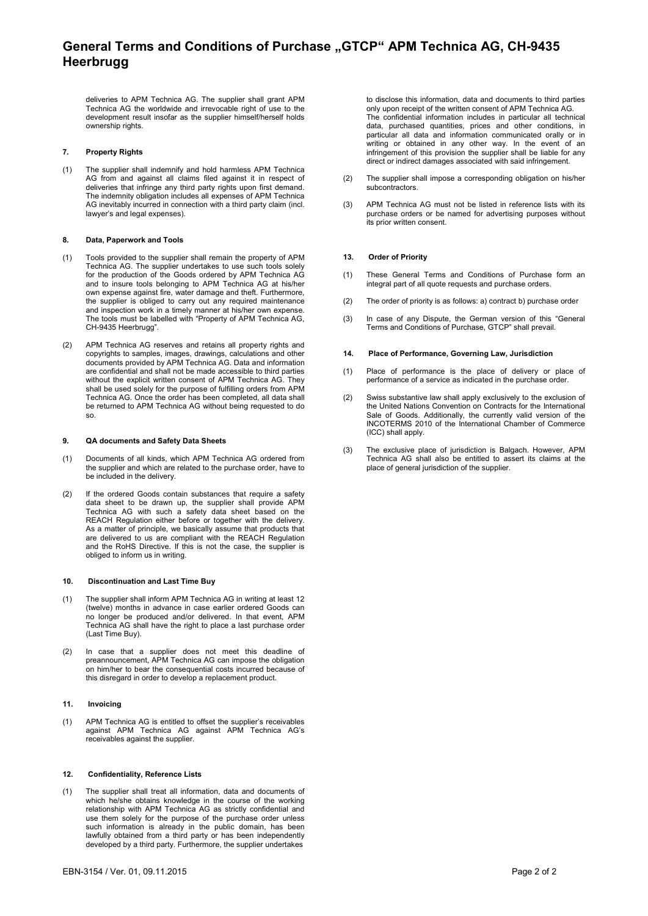deliveries to APM Technica AG. The supplier shall grant APM Technica AG the worldwide and irrevocable right of use to the development result insofar as the supplier himself/herself holds ownership rights.

## 7. Property Rights

(1) The supplier shall indemnify and hold harmless APM Technica AG from and against all claims filed against it in respect of deliveries that infringe any third party rights upon first demand. The indemnity obligation includes all expenses of APM Technica AG inevitably incurred in connection with a third party claim (incl. lawyer's and legal expenses).

## 8. Data, Paperwork and Tools

(1) Tools provided to the supplier shall remain the property of APM Technica AG. The supplier undertakes to use such tools solely for the production of the Goods ordered by APM Technica AG and to insure tools belonging to APM Technica AG at his/her own expense against fire, water damage and theft. Furthermore, the supplier is obliged to carry out any required maintenance and inspection work in a timely manner at his/her own expense. The tools must be labelled with "Property of APM Technica AG, CH-9435 Heerbrugg".

(2) APM Technica AG reserves and retains all property rights and copyrights to samples, images, drawings, calculations and other documents provided by APM Technica AG. Data and information are confidential and shall not be made accessible to third parties without the explicit written consent of APM Technica AG. They shall be used solely for the purpose of fulfilling orders from APM Technica AG. Once the order has been completed, all data shall be returned to APM Technica AG without being requested to do so.

## 9. QA documents and Safety Data Sheets

(1) Documents of all kinds, which APM Technica AG ordered from the supplier and which are related to the purchase order, have to be included in the delivery.

(2) If the ordered Goods contain substances that require a safety data sheet to be drawn up, the supplier shall provide APM Technica AG with such a safety data sheet based on the REACH Regulation either before or together with the delivery. As a matter of principle, we basically assume that products that are delivered to us are compliant with the REACH Regulation and the RoHS Directive. If this is not the case, the supplier is obliged to inform us in writing.

## 10. Discontinuation and Last Time Buy

(1) The supplier shall inform APM Technica AG in writing at least 12 (twelve) months in advance in case earlier ordered Goods can no longer be produced and/or delivered. In that event, APM Technica AG shall have the right to place a last purchase order (Last Time Buy).

(2) In case that a supplier does not meet this deadline of preannouncement, APM Technica AG can impose the obligation on him/her to bear the consequential costs incurred because of this disregard in order to develop a replacement product.

## 11. Invoicing

(1) APM Technica AG is entitled to offset the supplier's receivables against APM Technica AG against APM Technica AG's receivables against the supplier.

## 12. Confidentiality, Reference Lists

(1) The supplier shall treat all information, data and documents of which he/she obtains knowledge in the course of the working relationship with APM Technica AG as strictly confidential and use them solely for the purpose of the purchase order unless such information is already in the public domain, has been lawfully obtained from a third party or has been independently developed by a third party. Furthermore, the supplier undertakes to disclose this information, data and documents to third parties only upon receipt of the written consent of APM Technica AG. The confidential information includes in particular all technical data, purchased quantities, prices and other conditions, in particular all data and information communicated orally or in writing or obtained in any other way. In the event of an infringement of this provision the supplier shall be liable for any direct or indirect damages associated with said infringement.

(2) The supplier shall impose a corresponding obligation on his/her subcontractors.

(3) APM Technica AG must not be listed in reference lists with its purchase orders or be named for advertising purposes without its prior written consent.

## 13. Order of Priority

(1) These General Terms and Conditions of Purchase form an integral part of all quote requests and purchase orders.

(2) The order of priority is as follows: a) contract b) purchase order

(3) In case of any Dispute, the German version of this "General Terms and Conditions of Purchase, GTCP" shall prevail.

## 14. Place of Performance, Governing Law, Jurisdiction

(1) Place of performance is the place of delivery or place of performance of a service as indicated in the purchase order.

(2) Swiss substantive law shall apply exclusively to the exclusion of the United Nations Convention on Contracts for the International Sale of Goods. Additionally, the currently valid version of the INCOTERMS 2010 of the International Chamber of Commerce (ICC) shall apply.

(3) The exclusive place of jurisdiction is Balgach. However, APM Technica AG shall also be entitled to assert its claims at the place of general jurisdiction of the supplier.

EBN-3154 / Ver. 01, 09.11.2015